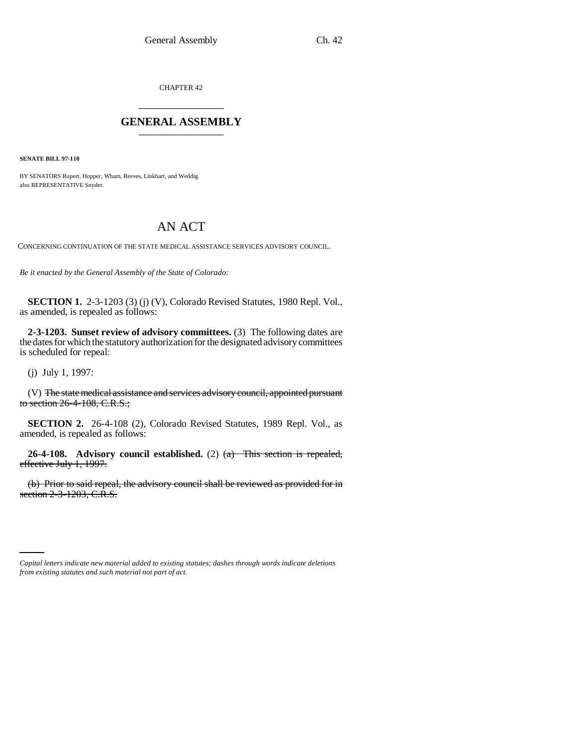CHAPTER 42

## GENERAL ASSEMBLY

**SENATE BILL 97-110**

BY SENATORS Rupert, Hopper, Wham, Reeves, Linkhart, and Weddig.
also REPRESENTATIVE Snyder.

# AN ACT

CONCERNING CONTINUATION OF THE STATE MEDICAL ASSISTANCE SERVICES ADVISORY COUNCIL.

*Be it enacted by the General Assembly of the State of Colorado:*

**SECTION 1.** 2-3-1203 (3) (j) (V), Colorado Revised Statutes, 1980 Repl. Vol., as amended, is repealed as follows:

**2-3-1203. Sunset review of advisory committees.** (3) The following dates are the dates for which the statutory authorization for the designated advisory committees is scheduled for repeal:

(j) July 1, 1997:

(V) ~~The state medical assistance and services advisory council, appointed pursuant to section 26-4-108, C.R.S.;~~

**SECTION 2.** 26-4-108 (2), Colorado Revised Statutes, 1989 Repl. Vol., as amended, is repealed as follows:

**26-4-108. Advisory council established.** (2) ~~(a) This section is repealed, effective July 1, 1997.~~

~~(b) Prior to said repeal, the advisory council shall be reviewed as provided for in section 2-3-1203, C.R.S.~~

*Capital letters indicate new material added to existing statutes; dashes through words indicate deletions from existing statutes and such material not part of act.*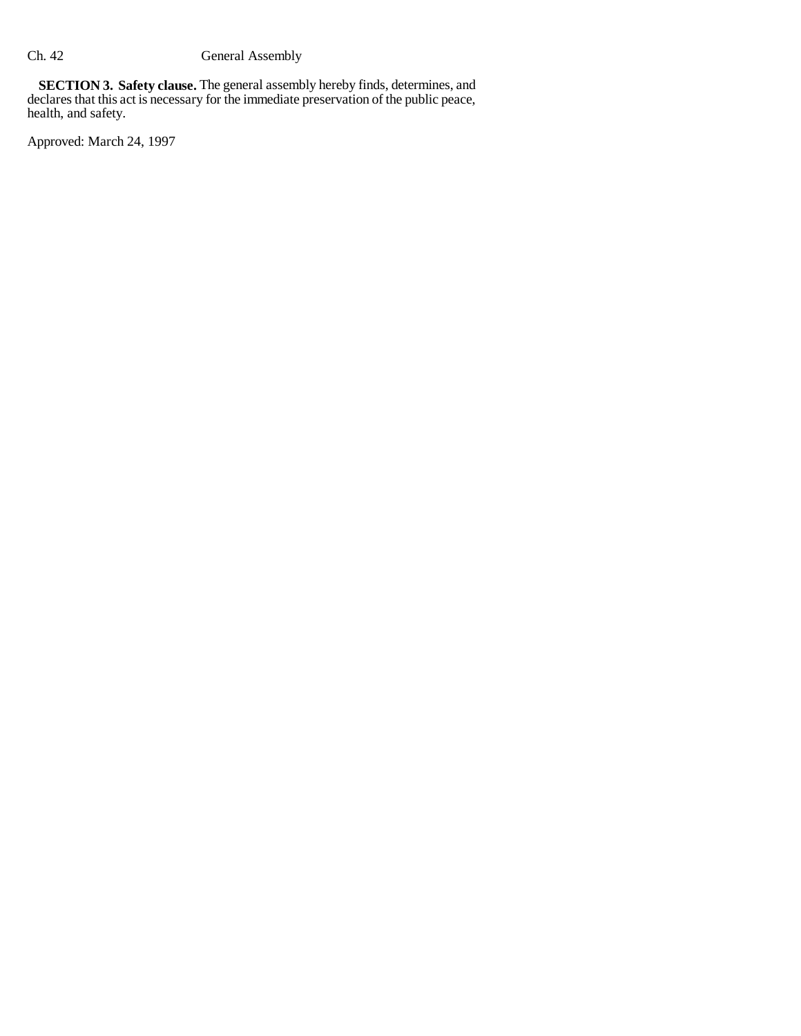**SECTION 3. Safety clause.** The general assembly hereby finds, determines, and declares that this act is necessary for the immediate preservation of the public peace, health, and safety.

Approved: March 24, 1997